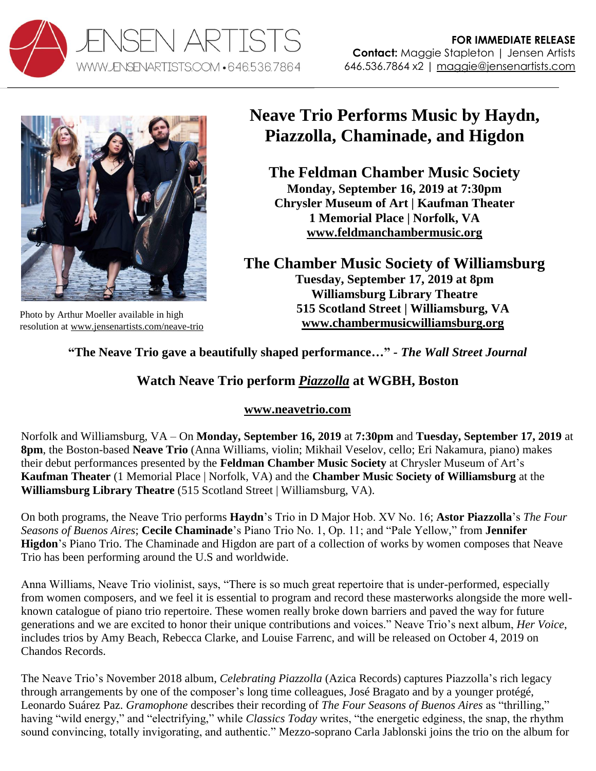JENSEN ARTISTS
WWW.JENSENARTISTS.COM • 646.536.7864

**FOR IMMEDIATE RELEASE**
**Contact:** Maggie Stapleton | Jensen Artists
646.536.7864 x2 | maggie@jensenartists.com

Photo by Arthur Moeller available in high resolution at www.jensenartists.com/neave-trio

# Neave Trio Performs Music by Haydn, Piazzolla, Chaminade, and Higdon

## The Feldman Chamber Music Society

**Monday, September 16, 2019 at 7:30pm**
**Chrysler Museum of Art | Kaufman Theater**
**1 Memorial Place | Norfolk, VA**
**www.feldmanchambermusic.org**

## The Chamber Music Society of Williamsburg

**Tuesday, September 17, 2019 at 8pm**
**Williamsburg Library Theatre**
**515 Scotland Street | Williamsburg, VA**
**www.chambermusicwilliamsburg.org**

**"The Neave Trio gave a beautifully shaped performance…" -** ***The Wall Street Journal***

### Watch Neave Trio perform *Piazzolla* at WGBH, Boston

**www.neavetrio.com**

Norfolk and Williamsburg, VA – On **Monday, September 16, 2019** at **7:30pm** and **Tuesday, September 17, 2019** at **8pm**, the Boston-based **Neave Trio** (Anna Williams, violin; Mikhail Veselov, cello; Eri Nakamura, piano) makes their debut performances presented by the **Feldman Chamber Music Society** at Chrysler Museum of Art's **Kaufman Theater** (1 Memorial Place | Norfolk, VA) and the **Chamber Music Society of Williamsburg** at the **Williamsburg Library Theatre** (515 Scotland Street | Williamsburg, VA).

On both programs, the Neave Trio performs **Haydn**'s Trio in D Major Hob. XV No. 16; **Astor Piazzolla**'s *The Four Seasons of Buenos Aires*; **Cecile Chaminade**'s Piano Trio No. 1, Op. 11; and "Pale Yellow," from **Jennifer Higdon**'s Piano Trio. The Chaminade and Higdon are part of a collection of works by women composes that Neave Trio has been performing around the U.S and worldwide.

Anna Williams, Neave Trio violinist, says, "There is so much great repertoire that is under-performed, especially from women composers, and we feel it is essential to program and record these masterworks alongside the more well-known catalogue of piano trio repertoire. These women really broke down barriers and paved the way for future generations and we are excited to honor their unique contributions and voices." Neave Trio's next album, *Her Voice*, includes trios by Amy Beach, Rebecca Clarke, and Louise Farrenc, and will be released on October 4, 2019 on Chandos Records.

The Neave Trio's November 2018 album, *Celebrating Piazzolla* (Azica Records) captures Piazzolla's rich legacy through arrangements by one of the composer's long time colleagues, José Bragato and by a younger protégé, Leonardo Suárez Paz. *Gramophone* describes their recording of *The Four Seasons of Buenos Aires* as "thrilling," having "wild energy," and "electrifying," while *Classics Today* writes, "the energetic edginess, the snap, the rhythm sound convincing, totally invigorating, and authentic." Mezzo-soprano Carla Jablonski joins the trio on the album for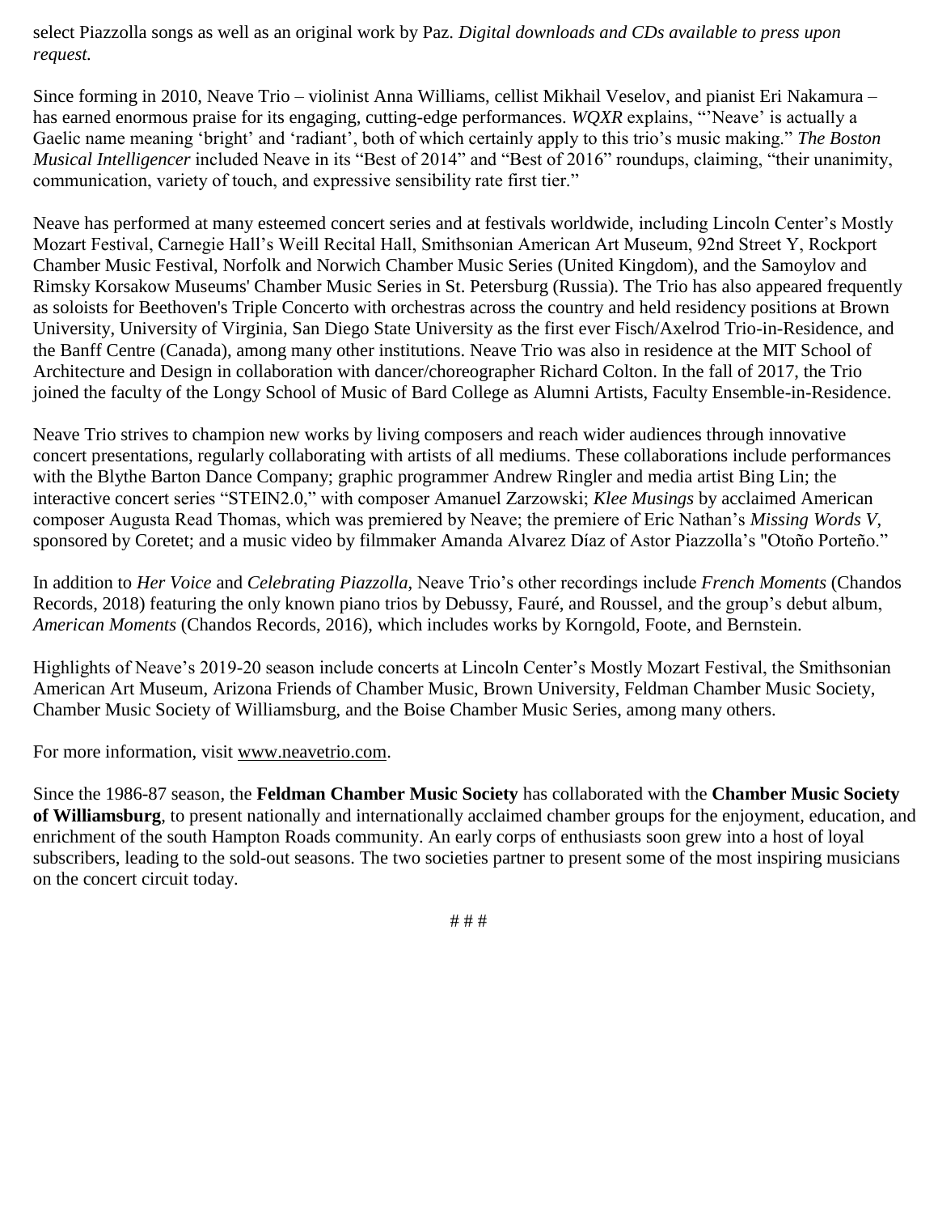select Piazzolla songs as well as an original work by Paz. *Digital downloads and CDs available to press upon request.*

Since forming in 2010, Neave Trio – violinist Anna Williams, cellist Mikhail Veselov, and pianist Eri Nakamura – has earned enormous praise for its engaging, cutting-edge performances. *WQXR* explains, "'Neave' is actually a Gaelic name meaning 'bright' and 'radiant', both of which certainly apply to this trio's music making." *The Boston Musical Intelligencer* included Neave in its "Best of 2014" and "Best of 2016" roundups, claiming, "their unanimity, communication, variety of touch, and expressive sensibility rate first tier."

Neave has performed at many esteemed concert series and at festivals worldwide, including Lincoln Center's Mostly Mozart Festival, Carnegie Hall's Weill Recital Hall, Smithsonian American Art Museum, 92nd Street Y, Rockport Chamber Music Festival, Norfolk and Norwich Chamber Music Series (United Kingdom), and the Samoylov and Rimsky Korsakow Museums' Chamber Music Series in St. Petersburg (Russia). The Trio has also appeared frequently as soloists for Beethoven's Triple Concerto with orchestras across the country and held residency positions at Brown University, University of Virginia, San Diego State University as the first ever Fisch/Axelrod Trio-in-Residence, and the Banff Centre (Canada), among many other institutions. Neave Trio was also in residence at the MIT School of Architecture and Design in collaboration with dancer/choreographer Richard Colton. In the fall of 2017, the Trio joined the faculty of the Longy School of Music of Bard College as Alumni Artists, Faculty Ensemble-in-Residence.

Neave Trio strives to champion new works by living composers and reach wider audiences through innovative concert presentations, regularly collaborating with artists of all mediums. These collaborations include performances with the Blythe Barton Dance Company; graphic programmer Andrew Ringler and media artist Bing Lin; the interactive concert series "STEIN2.0," with composer Amanuel Zarzowski; *Klee Musings* by acclaimed American composer Augusta Read Thomas, which was premiered by Neave; the premiere of Eric Nathan's *Missing Words V*, sponsored by Coretet; and a music video by filmmaker Amanda Alvarez Díaz of Astor Piazzolla's "Otoño Porteño."

In addition to *Her Voice* and *Celebrating Piazzolla,* Neave Trio's other recordings include *French Moments* (Chandos Records, 2018) featuring the only known piano trios by Debussy, Fauré, and Roussel, and the group's debut album, *American Moments* (Chandos Records, 2016), which includes works by Korngold, Foote, and Bernstein.

Highlights of Neave's 2019-20 season include concerts at Lincoln Center's Mostly Mozart Festival, the Smithsonian American Art Museum, Arizona Friends of Chamber Music, Brown University, Feldman Chamber Music Society, Chamber Music Society of Williamsburg, and the Boise Chamber Music Series, among many others.

For more information, visit www.neavetrio.com.

Since the 1986-87 season, the **Feldman Chamber Music Society** has collaborated with the **Chamber Music Society of Williamsburg**, to present nationally and internationally acclaimed chamber groups for the enjoyment, education, and enrichment of the south Hampton Roads community. An early corps of enthusiasts soon grew into a host of loyal subscribers, leading to the sold-out seasons. The two societies partner to present some of the most inspiring musicians on the concert circuit today.

# # #